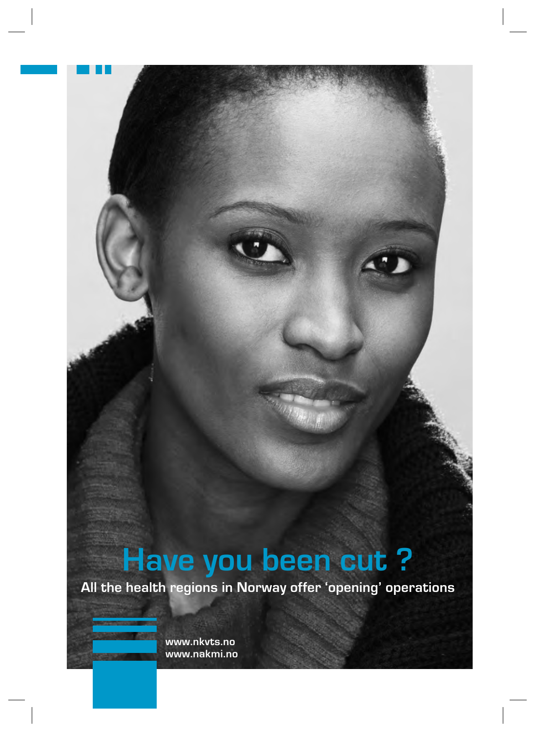# Have you been cut ?

**All the health regions in Norway offer 'opening' operations**

**www.nkvts.no**
**www.nakmi.no**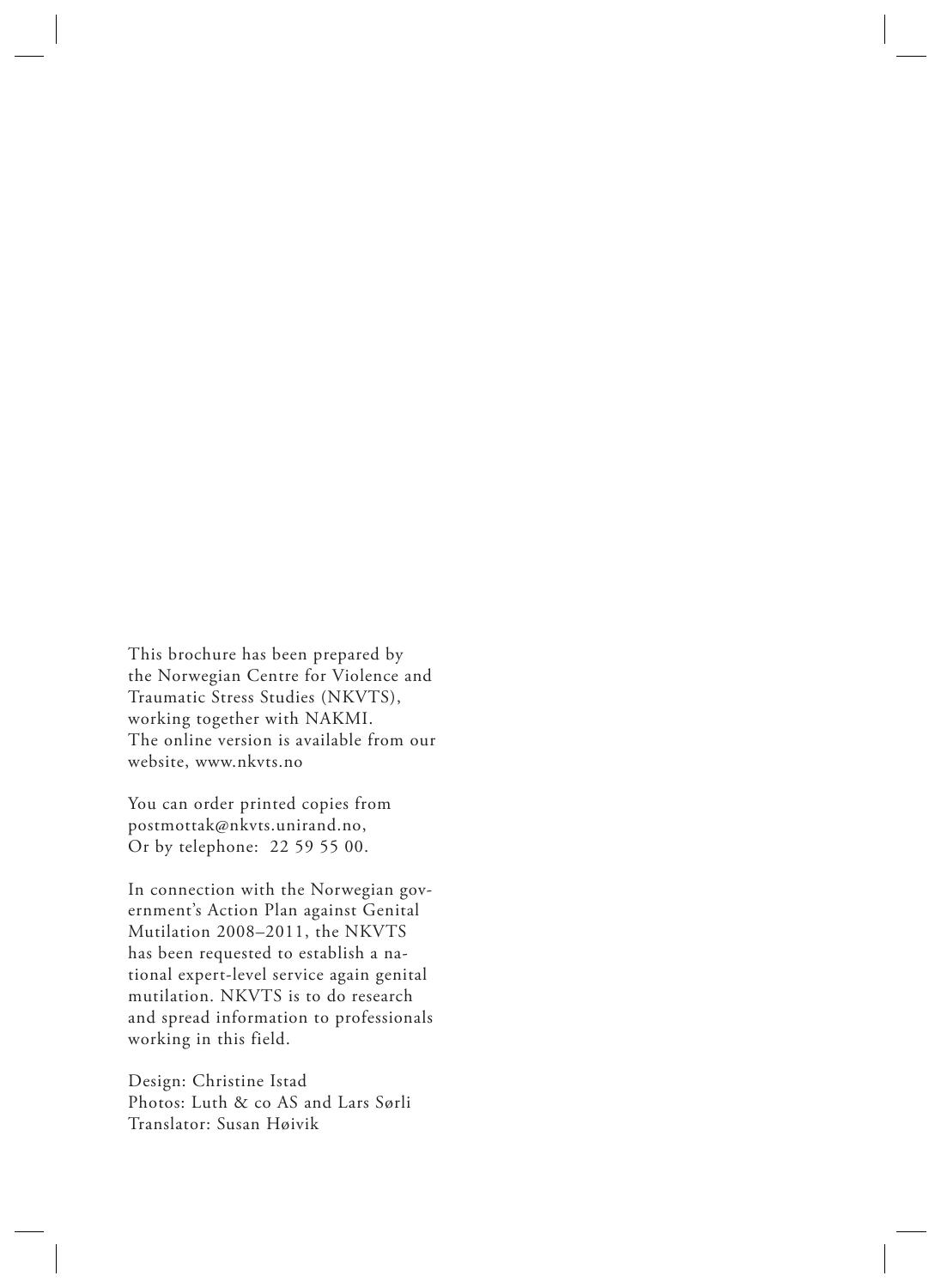This brochure has been prepared by the Norwegian Centre for Violence and Traumatic Stress Studies (NKVTS), working together with NAKMI.
The online version is available from our website, www.nkvts.no

You can order printed copies from postmottak@nkvts.unirand.no,
Or by telephone: 22 59 55 00.

In connection with the Norwegian government's Action Plan against Genital Mutilation 2008–2011, the NKVTS has been requested to establish a national expert-level service again genital mutilation. NKVTS is to do research and spread information to professionals working in this field.

Design: Christine Istad
Photos: Luth & co AS and Lars Sørli
Translator: Susan Høivik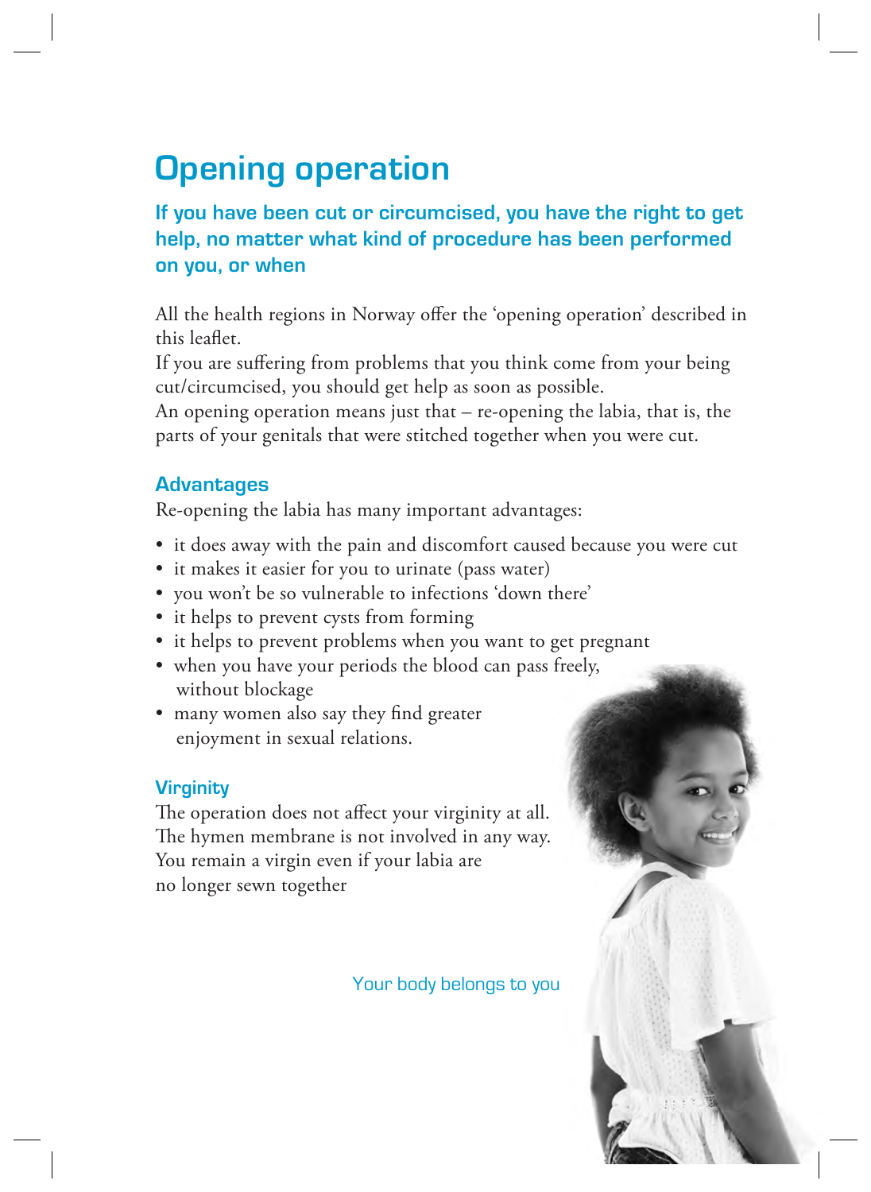# Opening operation

**If you have been cut or circumcised, you have the right to get help, no matter what kind of procedure has been performed on you, or when**

All the health regions in Norway offer the 'opening operation' described in this leaflet.
If you are suffering from problems that you think come from your being cut/circumcised, you should get help as soon as possible.
An opening operation means just that – re-opening the labia, that is, the parts of your genitals that were stitched together when you were cut.

## Advantages

Re-opening the labia has many important advantages:

- it does away with the pain and discomfort caused because you were cut
- it makes it easier for you to urinate (pass water)
- you won't be so vulnerable to infections 'down there'
- it helps to prevent cysts from forming
- it helps to prevent problems when you want to get pregnant
- when you have your periods the blood can pass freely, without blockage
- many women also say they find greater enjoyment in sexual relations.

## Virginity

The operation does not affect your virginity at all.
The hymen membrane is not involved in any way.
You remain a virgin even if your labia are no longer sewn together

Your body belongs to you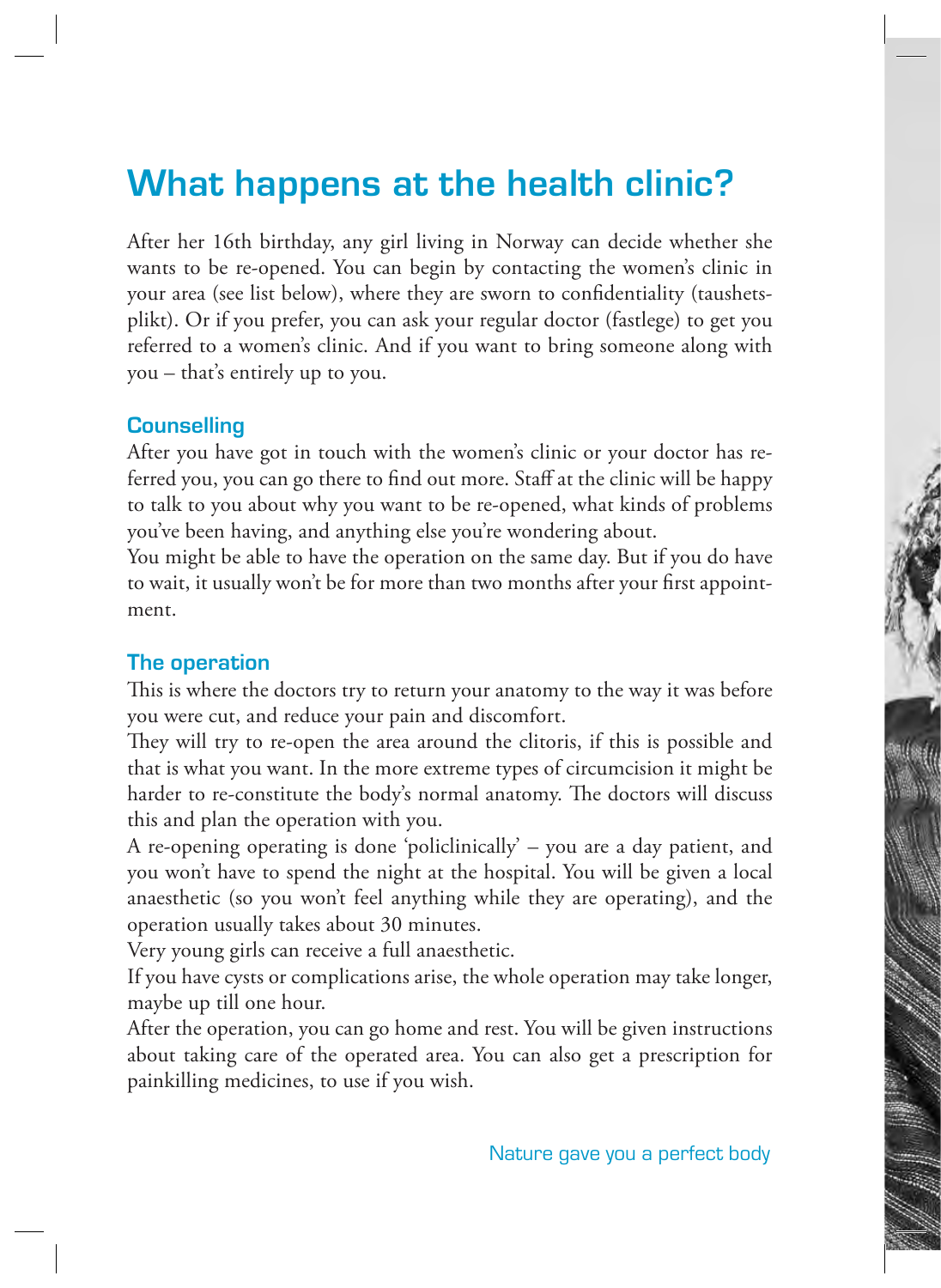# What happens at the health clinic?

After her 16th birthday, any girl living in Norway can decide whether she wants to be re-opened. You can begin by contacting the women's clinic in your area (see list below), where they are sworn to confidentiality (taushetsplikt). Or if you prefer, you can ask your regular doctor (fastlege) to get you referred to a women's clinic. And if you want to bring someone along with you – that's entirely up to you.

## Counselling

After you have got in touch with the women's clinic or your doctor has referred you, you can go there to find out more. Staff at the clinic will be happy to talk to you about why you want to be re-opened, what kinds of problems you've been having, and anything else you're wondering about.

You might be able to have the operation on the same day. But if you do have to wait, it usually won't be for more than two months after your first appointment.

## The operation

This is where the doctors try to return your anatomy to the way it was before you were cut, and reduce your pain and discomfort.

They will try to re-open the area around the clitoris, if this is possible and that is what you want. In the more extreme types of circumcision it might be harder to re-constitute the body's normal anatomy. The doctors will discuss this and plan the operation with you.

A re-opening operating is done 'policlinically' – you are a day patient, and you won't have to spend the night at the hospital. You will be given a local anaesthetic (so you won't feel anything while they are operating), and the operation usually takes about 30 minutes.

Very young girls can receive a full anaesthetic.

If you have cysts or complications arise, the whole operation may take longer, maybe up till one hour.

After the operation, you can go home and rest. You will be given instructions about taking care of the operated area. You can also get a prescription for painkilling medicines, to use if you wish.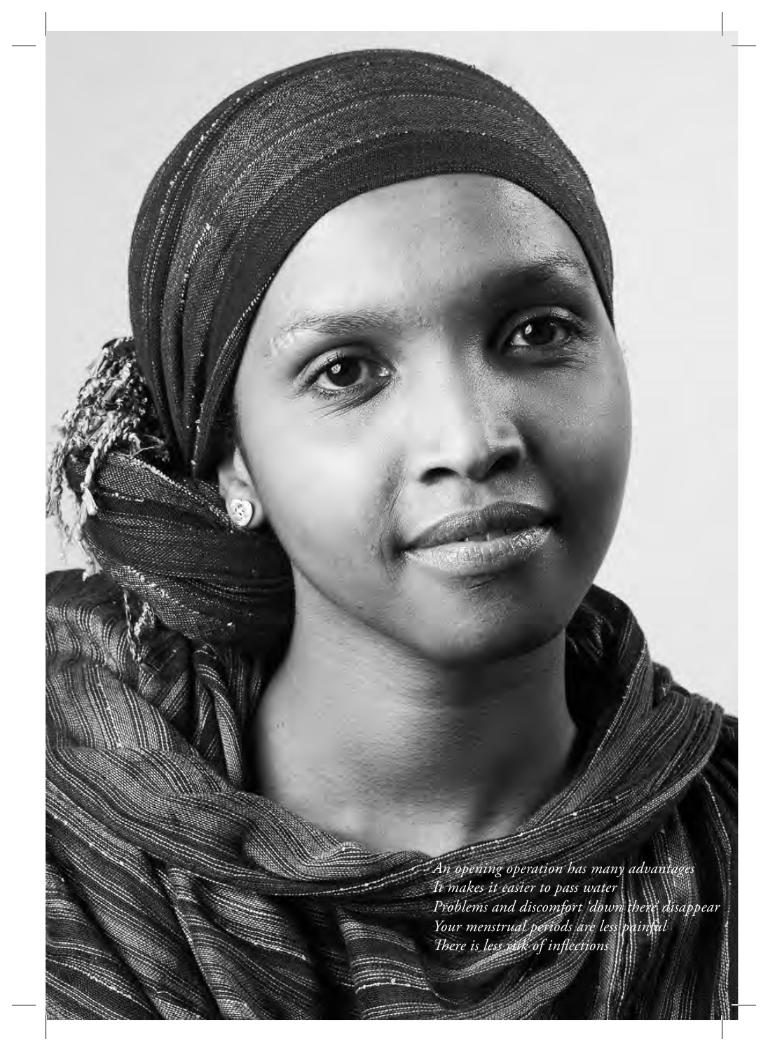*An opening operation has many advantages*
*It makes it easier to pass water*
*Problems and discomfort 'down there' disappear*
*Your menstrual periods are less painful*
*There is less risk of inflections*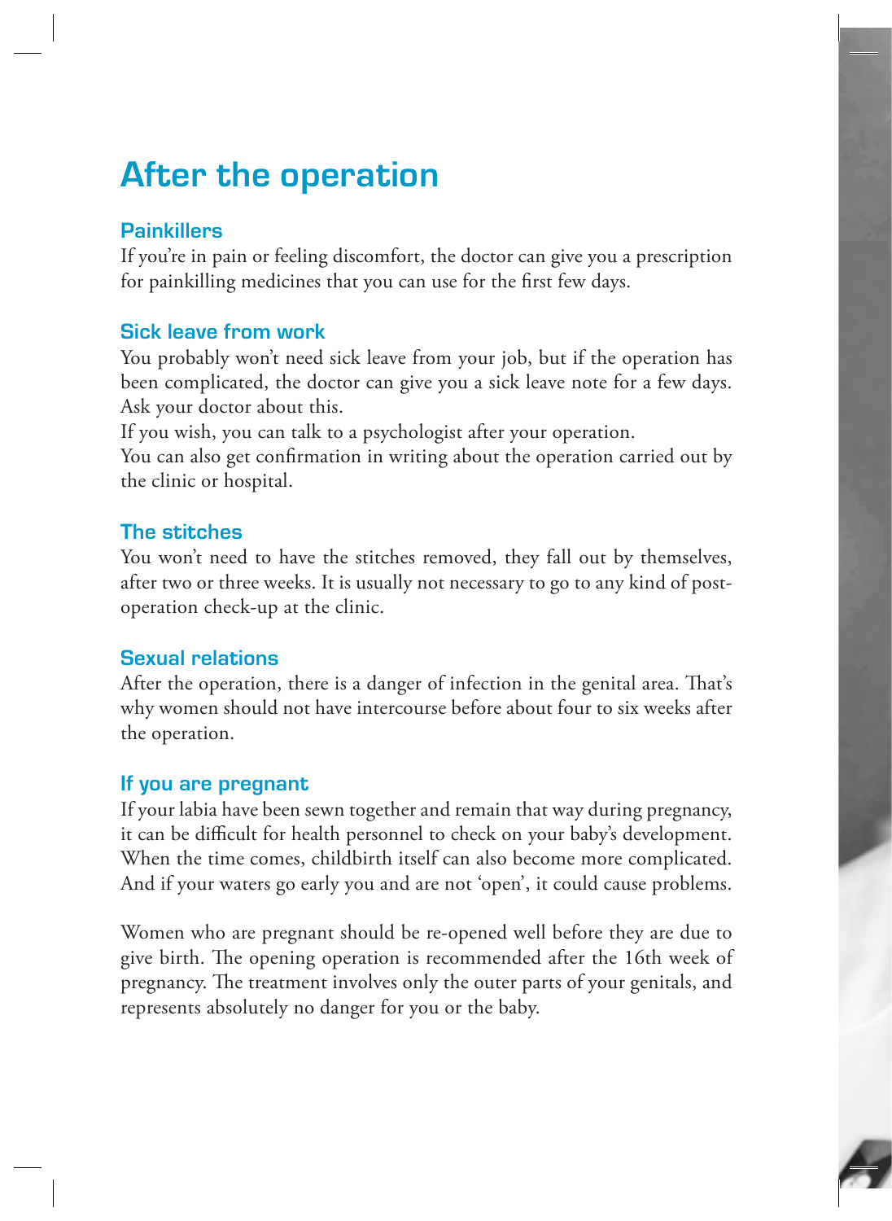# After the operation

## Painkillers

If you're in pain or feeling discomfort, the doctor can give you a prescription for painkilling medicines that you can use for the first few days.

## Sick leave from work

You probably won't need sick leave from your job, but if the operation has been complicated, the doctor can give you a sick leave note for a few days. Ask your doctor about this.

If you wish, you can talk to a psychologist after your operation.

You can also get confirmation in writing about the operation carried out by the clinic or hospital.

## The stitches

You won't need to have the stitches removed, they fall out by themselves, after two or three weeks. It is usually not necessary to go to any kind of post-operation check-up at the clinic.

## Sexual relations

After the operation, there is a danger of infection in the genital area. That's why women should not have intercourse before about four to six weeks after the operation.

## If you are pregnant

If your labia have been sewn together and remain that way during pregnancy, it can be difficult for health personnel to check on your baby's development. When the time comes, childbirth itself can also become more complicated. And if your waters go early you and are not 'open', it could cause problems.

Women who are pregnant should be re-opened well before they are due to give birth. The opening operation is recommended after the 16th week of pregnancy. The treatment involves only the outer parts of your genitals, and represents absolutely no danger for you or the baby.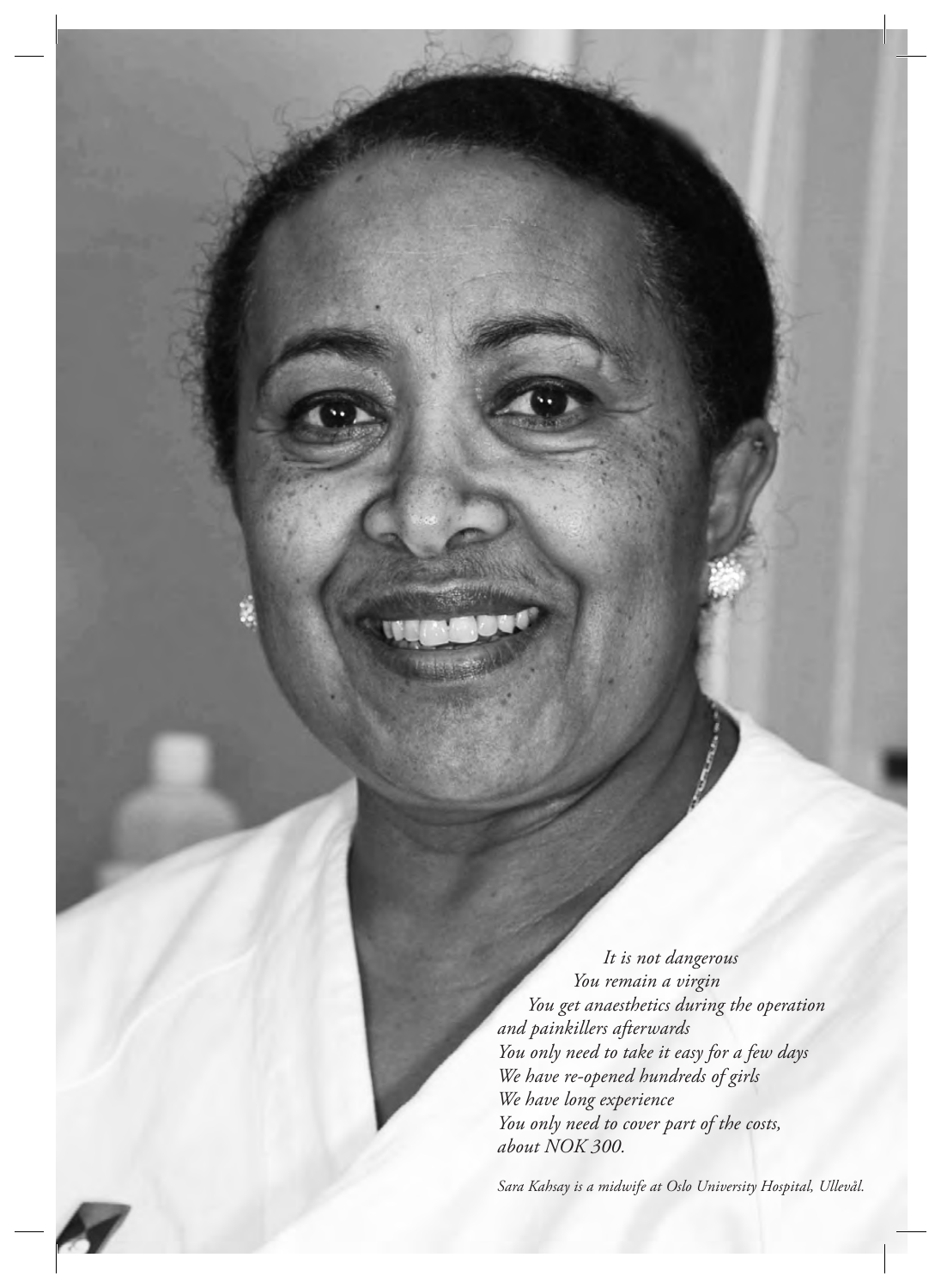*It is not dangerous*
*You remain a virgin*
*You get anaesthetics during the operation and painkillers afterwards*
*You only need to take it easy for a few days*
*We have re-opened hundreds of girls*
*We have long experience*
*You only need to cover part of the costs, about NOK 300.*

*Sara Kahsay is a midwife at Oslo University Hospital, Ullevål.*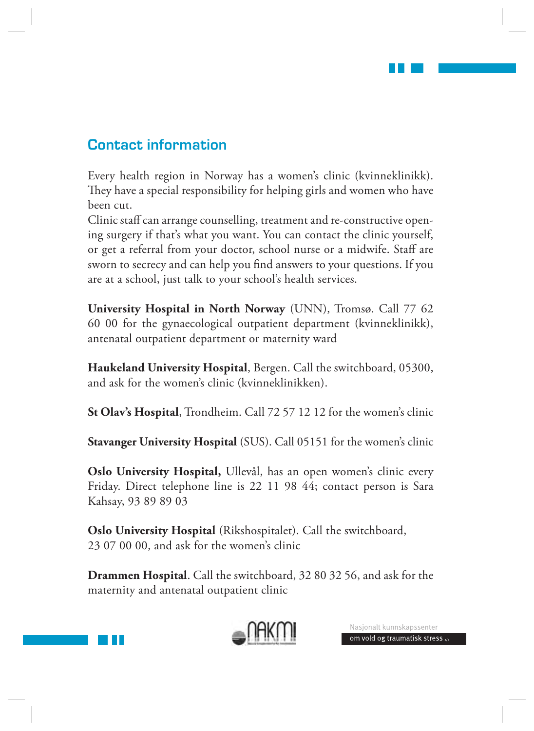## Contact information

Every health region in Norway has a women's clinic (kvinneklinikk). They have a special responsibility for helping girls and women who have been cut.
Clinic staff can arrange counselling, treatment and re-constructive opening surgery if that's what you want. You can contact the clinic yourself, or get a referral from your doctor, school nurse or a midwife. Staff are sworn to secrecy and can help you find answers to your questions. If you are at a school, just talk to your school's health services.

**University Hospital in North Norway** (UNN), Tromsø. Call 77 62 60 00 for the gynaecological outpatient department (kvinneklinikk), antenatal outpatient department or maternity ward

**Haukeland University Hospital**, Bergen. Call the switchboard, 05300, and ask for the women's clinic (kvinneklinikken).

**St Olav's Hospital**, Trondheim. Call 72 57 12 12 for the women's clinic

**Stavanger University Hospital** (SUS). Call 05151 for the women's clinic

**Oslo University Hospital,** Ullevål, has an open women's clinic every Friday. Direct telephone line is 22 11 98 44; contact person is Sara Kahsay, 93 89 89 03

**Oslo University Hospital** (Rikshospitalet). Call the switchboard, 23 07 00 00, and ask for the women's clinic

**Drammen Hospital**. Call the switchboard, 32 80 32 56, and ask for the maternity and antenatal outpatient clinic

NAKMI

Nasjonalt kunnskapssenter
om vold og traumatisk stress